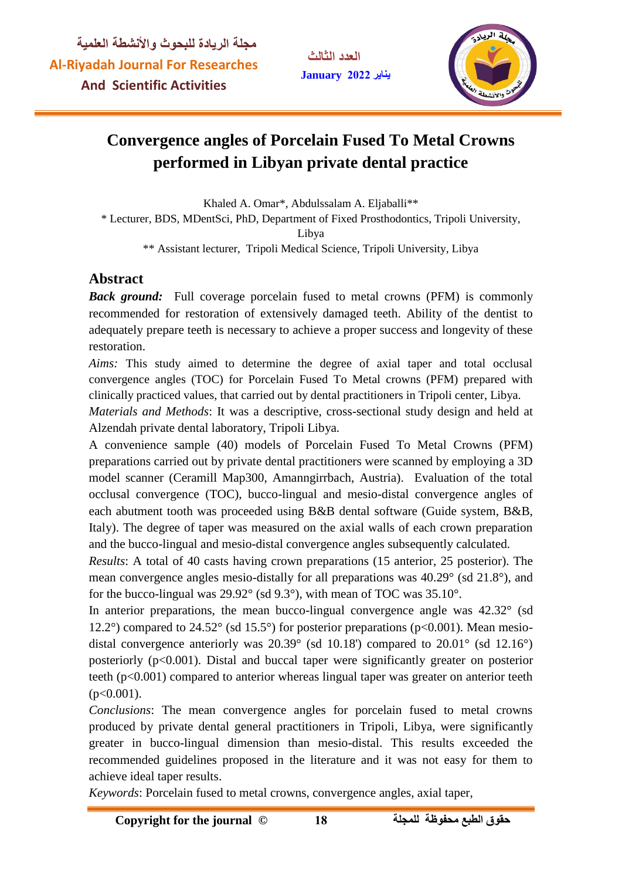# Convergence angles of Porcelain Fused To Metal Crowns performed in Libyan private dental practice

Khaled A. Omar*, Abdulssalam A. Eljaballi**

\* Lecturer, BDS, MDentSci, PhD, Department of Fixed Prosthodontics, Tripoli University, Libya

\*\* Assistant lecturer, Tripoli Medical Science, Tripoli University, Libya

## Abstract

***Back ground:*** Full coverage porcelain fused to metal crowns (PFM) is commonly recommended for restoration of extensively damaged teeth. Ability of the dentist to adequately prepare teeth is necessary to achieve a proper success and longevity of these restoration.

*Aims:* This study aimed to determine the degree of axial taper and total occlusal convergence angles (TOC) for Porcelain Fused To Metal crowns (PFM) prepared with clinically practiced values, that carried out by dental practitioners in Tripoli center, Libya.

*Materials and Methods*: It was a descriptive, cross-sectional study design and held at Alzendah private dental laboratory, Tripoli Libya.

A convenience sample (40) models of Porcelain Fused To Metal Crowns (PFM) preparations carried out by private dental practitioners were scanned by employing a 3D model scanner (Ceramill Map300, Amanngirrbach, Austria). Evaluation of the total occlusal convergence (TOC), bucco-lingual and mesio-distal convergence angles of each abutment tooth was proceeded using B&B dental software (Guide system, B&B, Italy). The degree of taper was measured on the axial walls of each crown preparation and the bucco-lingual and mesio-distal convergence angles subsequently calculated.

*Results*: A total of 40 casts having crown preparations (15 anterior, 25 posterior). The mean convergence angles mesio-distally for all preparations was 40.29° (sd 21.8°), and for the bucco-lingual was 29.92° (sd 9.3°), with mean of TOC was 35.10°.

In anterior preparations, the mean bucco-lingual convergence angle was 42.32° (sd 12.2°) compared to 24.52° (sd 15.5°) for posterior preparations ($p<0.001$). Mean mesio-distal convergence anteriorly was 20.39° (sd 10.18') compared to 20.01° (sd 12.16°) posteriorly ($p<0.001$). Distal and buccal taper were significantly greater on posterior teeth ($p<0.001$) compared to anterior whereas lingual taper was greater on anterior teeth ($p<0.001$).

*Conclusions*: The mean convergence angles for porcelain fused to metal crowns produced by private dental general practitioners in Tripoli, Libya, were significantly greater in bucco-lingual dimension than mesio-distal. This results exceeded the recommended guidelines proposed in the literature and it was not easy for them to achieve ideal taper results.

*Keywords*: Porcelain fused to metal crowns, convergence angles, axial taper,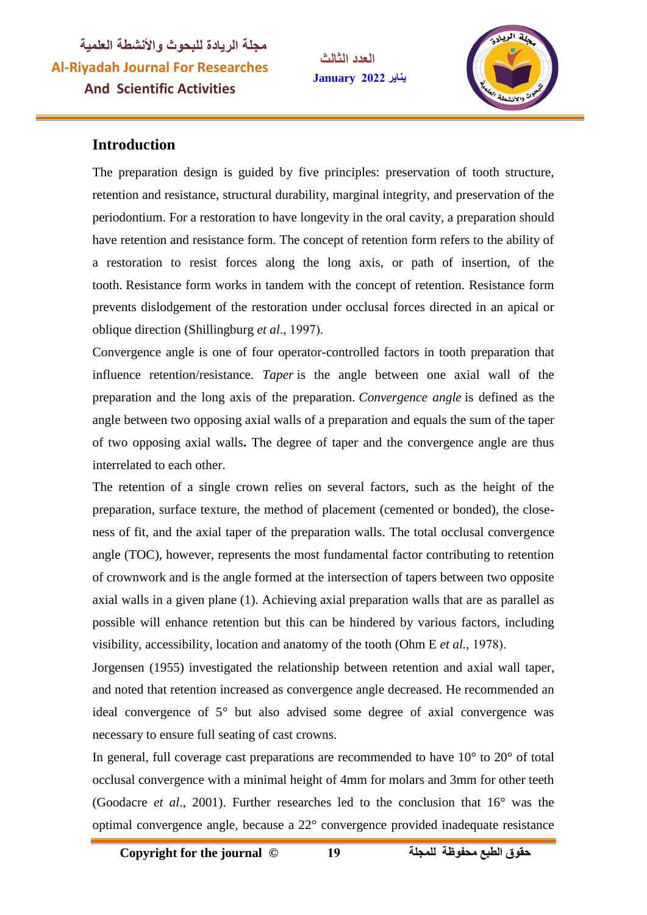## Introduction

The preparation design is guided by five principles: preservation of tooth structure, retention and resistance, structural durability, marginal integrity, and preservation of the periodontium. For a restoration to have longevity in the oral cavity, a preparation should have retention and resistance form. The concept of retention form refers to the ability of a restoration to resist forces along the long axis, or path of insertion, of the tooth. Resistance form works in tandem with the concept of retention. Resistance form prevents dislodgement of the restoration under occlusal forces directed in an apical or oblique direction (Shillingburg *et al*., 1997).

Convergence angle is one of four operator-controlled factors in tooth preparation that influence retention/resistance. *Taper* is the angle between one axial wall of the preparation and the long axis of the preparation. *Convergence angle* is defined as the angle between two opposing axial walls of a preparation and equals the sum of the taper of two opposing axial walls**.** The degree of taper and the convergence angle are thus interrelated to each other.

The retention of a single crown relies on several factors, such as the height of the preparation, surface texture, the method of placement (cemented or bonded), the close-ness of fit, and the axial taper of the preparation walls. The total occlusal convergence angle (TOC), however, represents the most fundamental factor contributing to retention of crownwork and is the angle formed at the intersection of tapers between two opposite axial walls in a given plane (1). Achieving axial preparation walls that are as parallel as possible will enhance retention but this can be hindered by various factors, including visibility, accessibility, location and anatomy of the tooth (Ohm E *et al.*, 1978).

Jorgensen (1955) investigated the relationship between retention and axial wall taper, and noted that retention increased as convergence angle decreased. He recommended an ideal convergence of 5° but also advised some degree of axial convergence was necessary to ensure full seating of cast crowns.

In general, full coverage cast preparations are recommended to have 10° to 20° of total occlusal convergence with a minimal height of 4mm for molars and 3mm for other teeth (Goodacre *et al*., 2001). Further researches led to the conclusion that 16° was the optimal convergence angle, because a 22° convergence provided inadequate resistance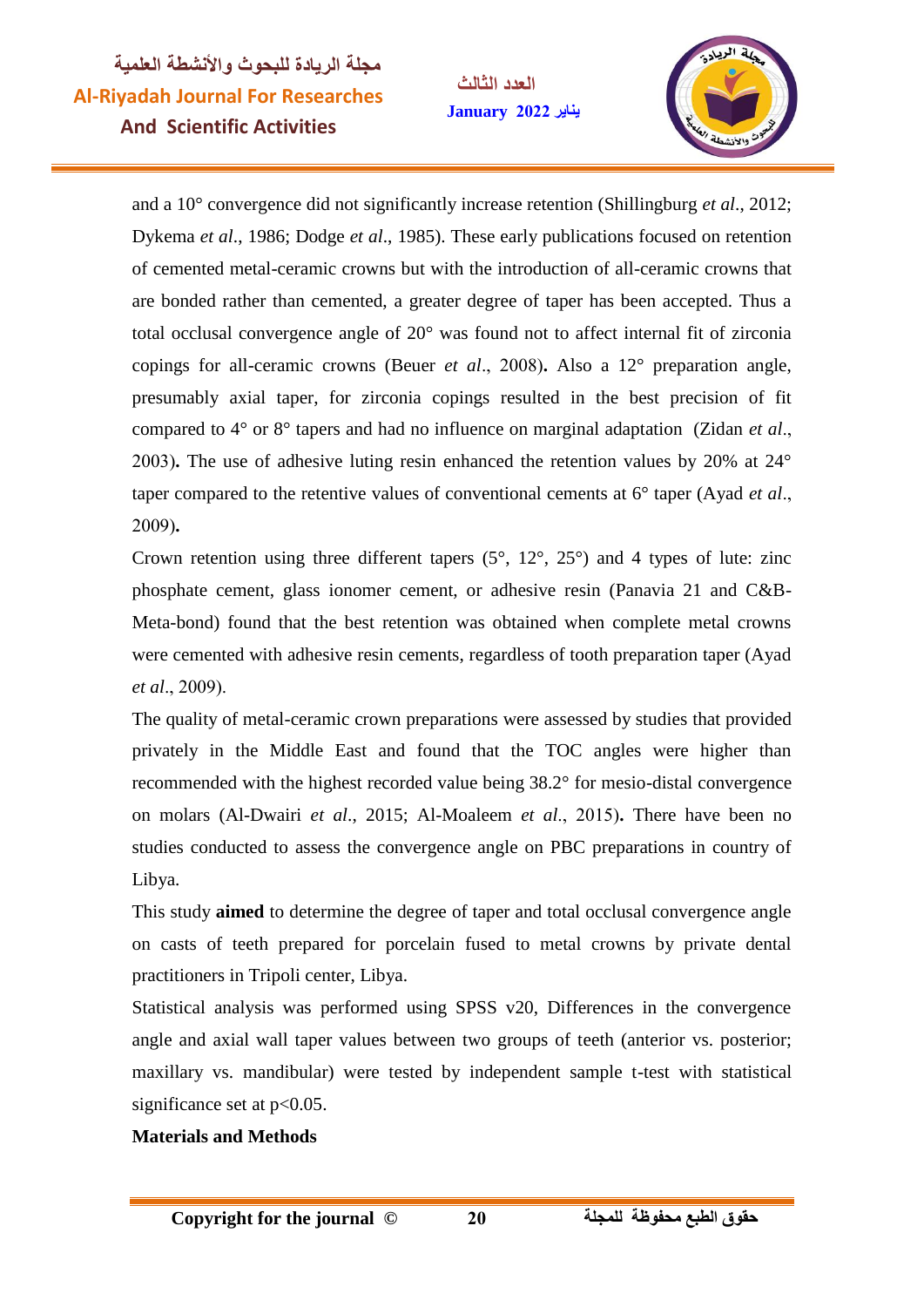and a 10° convergence did not significantly increase retention (Shillingburg *et al*., 2012; Dykema *et al*., 1986; Dodge *et al*., 1985). These early publications focused on retention of cemented metal-ceramic crowns but with the introduction of all-ceramic crowns that are bonded rather than cemented, a greater degree of taper has been accepted. Thus a total occlusal convergence angle of 20° was found not to affect internal fit of zirconia copings for all-ceramic crowns (Beuer *et al*., 2008)**.** Also a 12° preparation angle, presumably axial taper, for zirconia copings resulted in the best precision of fit compared to 4° or 8° tapers and had no influence on marginal adaptation (Zidan *et al*., 2003)**.** The use of adhesive luting resin enhanced the retention values by 20% at 24° taper compared to the retentive values of conventional cements at 6° taper (Ayad *et al*., 2009)**.**

Crown retention using three different tapers (5°, 12°, 25°) and 4 types of lute: zinc phosphate cement, glass ionomer cement, or adhesive resin (Panavia 21 and C&B-Meta-bond) found that the best retention was obtained when complete metal crowns were cemented with adhesive resin cements, regardless of tooth preparation taper (Ayad *et al*., 2009).

The quality of metal-ceramic crown preparations were assessed by studies that provided privately in the Middle East and found that the TOC angles were higher than recommended with the highest recorded value being 38.2° for mesio-distal convergence on molars (Al-Dwairi *et al*., 2015; Al-Moaleem *et al*., 2015)**.** There have been no studies conducted to assess the convergence angle on PBC preparations in country of Libya.

This study **aimed** to determine the degree of taper and total occlusal convergence angle on casts of teeth prepared for porcelain fused to metal crowns by private dental practitioners in Tripoli center, Libya.

Statistical analysis was performed using SPSS v20, Differences in the convergence angle and axial wall taper values between two groups of teeth (anterior vs. posterior; maxillary vs. mandibular) were tested by independent sample t-test with statistical significance set at $p<0.05$.

**Materials and Methods**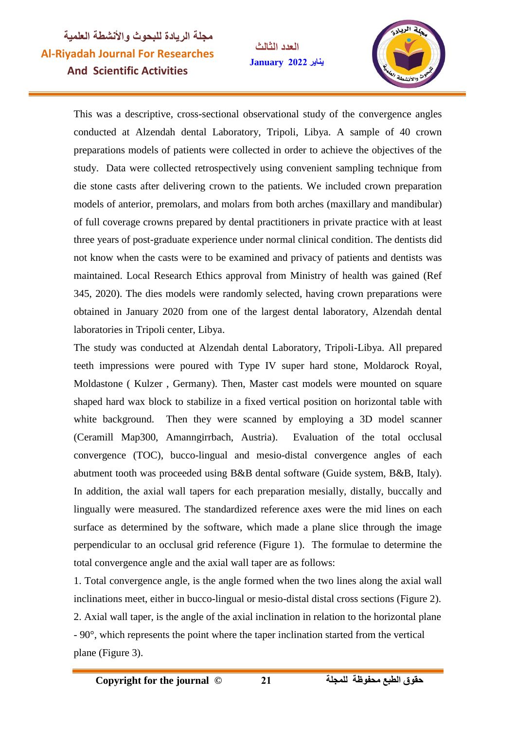This was a descriptive, cross-sectional observational study of the convergence angles conducted at Alzendah dental Laboratory, Tripoli, Libya. A sample of 40 crown preparations models of patients were collected in order to achieve the objectives of the study. Data were collected retrospectively using convenient sampling technique from die stone casts after delivering crown to the patients. We included crown preparation models of anterior, premolars, and molars from both arches (maxillary and mandibular) of full coverage crowns prepared by dental practitioners in private practice with at least three years of post-graduate experience under normal clinical condition. The dentists did not know when the casts were to be examined and privacy of patients and dentists was maintained. Local Research Ethics approval from Ministry of health was gained (Ref 345, 2020). The dies models were randomly selected, having crown preparations were obtained in January 2020 from one of the largest dental laboratory, Alzendah dental laboratories in Tripoli center, Libya.

The study was conducted at Alzendah dental Laboratory, Tripoli-Libya. All prepared teeth impressions were poured with Type IV super hard stone, Moldarock Royal, Moldastone ( Kulzer , Germany). Then, Master cast models were mounted on square shaped hard wax block to stabilize in a fixed vertical position on horizontal table with white background. Then they were scanned by employing a 3D model scanner (Ceramill Map300, Amanngirrbach, Austria). Evaluation of the total occlusal convergence (TOC), bucco-lingual and mesio-distal convergence angles of each abutment tooth was proceeded using B&B dental software (Guide system, B&B, Italy). In addition, the axial wall tapers for each preparation mesially, distally, buccally and lingually were measured. The standardized reference axes were the mid lines on each surface as determined by the software, which made a plane slice through the image perpendicular to an occlusal grid reference (Figure 1). The formulae to determine the total convergence angle and the axial wall taper are as follows:

1. Total convergence angle, is the angle formed when the two lines along the axial wall inclinations meet, either in bucco-lingual or mesio-distal distal cross sections (Figure 2).
2. Axial wall taper, is the angle of the axial inclination in relation to the horizontal plane - 90°, which represents the point where the taper inclination started from the vertical plane (Figure 3).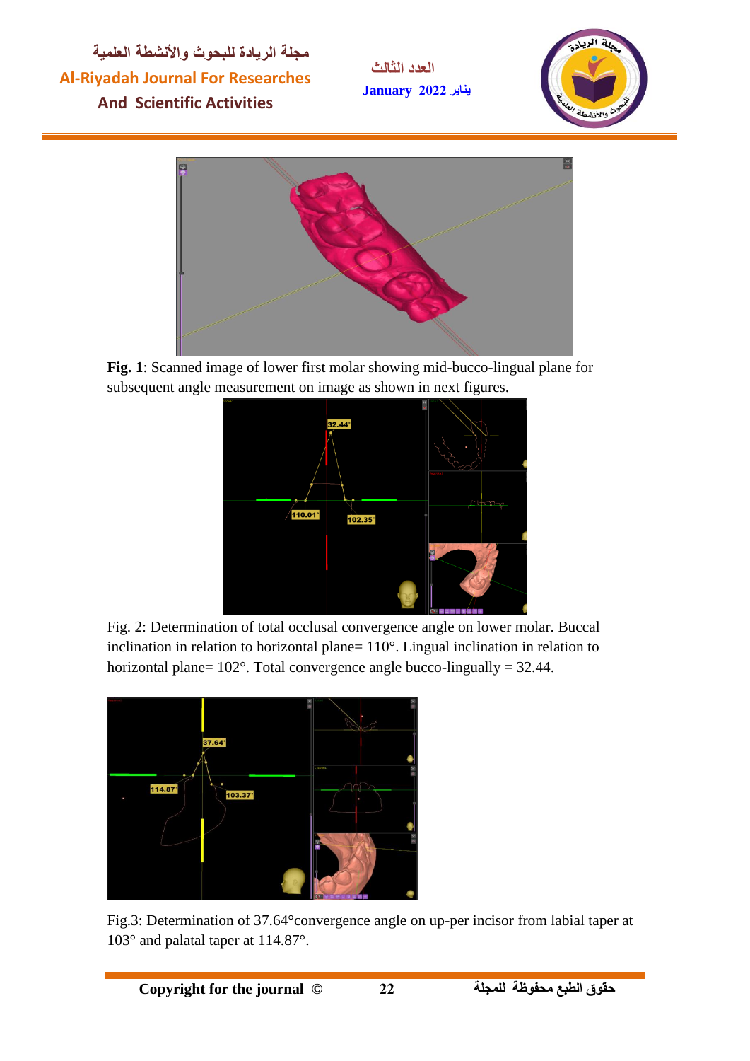**Fig. 1**: Scanned image of lower first molar showing mid-bucco-lingual plane for subsequent angle measurement on image as shown in next figures.

Fig. 2: Determination of total occlusal convergence angle on lower molar. Buccal inclination in relation to horizontal plane= 110°. Lingual inclination in relation to horizontal plane= 102°. Total convergence angle bucco-lingually = 32.44.

Fig.3: Determination of 37.64°convergence angle on up-per incisor from labial taper at 103° and palatal taper at 114.87°.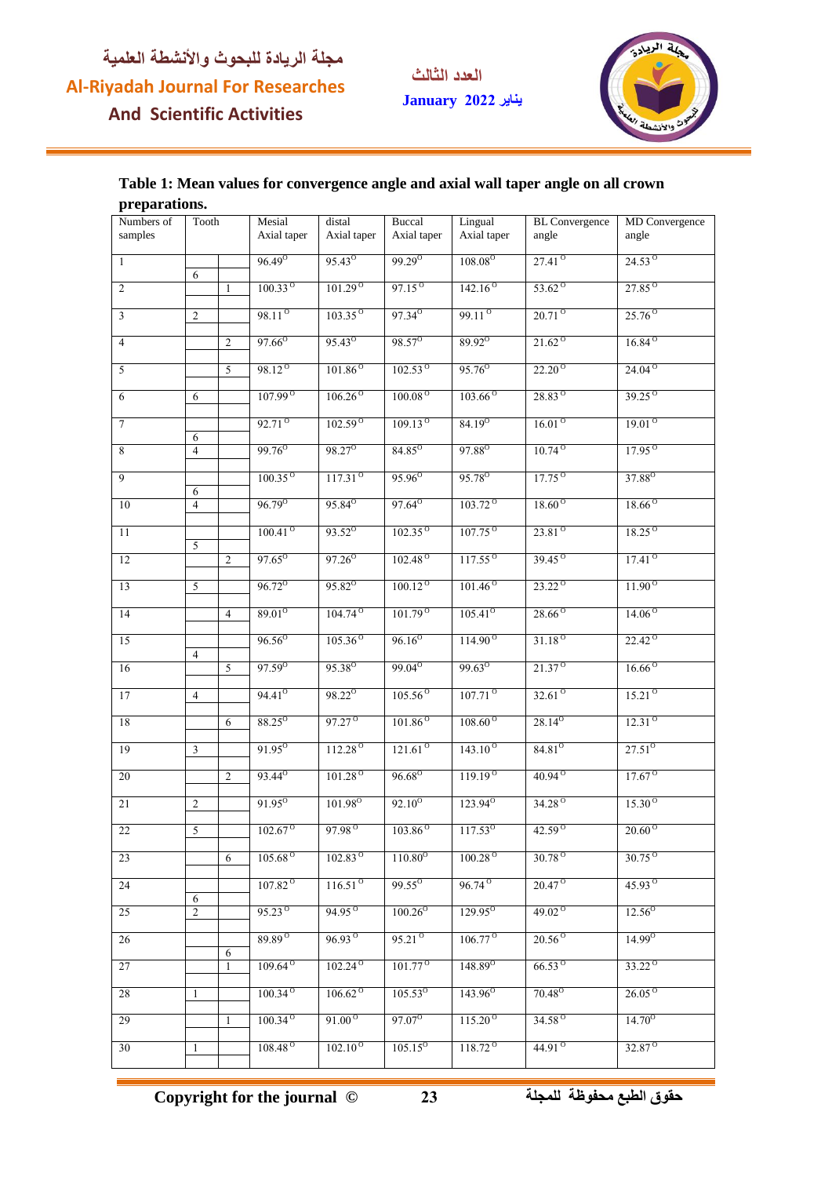**Table 1: Mean values for convergence angle and axial wall taper angle on all crown preparations.**

| Numbers of samples | Tooth | | Mesial Axial taper | distal Axial taper | Buccal Axial taper | Lingual Axial taper | BL Convergence angle | MD Convergence angle |
|---|---|---|---|---|---|---|---|---|
| 1 | 6 | | 96.49° | 95.43° | 99.29° | 108.08° | 27.41° | 24.53° |
| 2 | | 1 | 100.33° | 101.29° | 97.15° | 142.16° | 53.62° | 27.85° |
| 3 | 2 | | 98.11° | 103.35° | 97.34° | 99.11° | 20.71° | 25.76° |
| 4 | | 2 | 97.66° | 95.43° | 98.57° | 89.92° | 21.62° | 16.84° |
| 5 | | 5 | 98.12° | 101.86° | 102.53° | 95.76° | 22.20° | 24.04° |
| 6 | 6 | | 107.99° | 106.26° | 100.08° | 103.66° | 28.83° | 39.25° |
| 7 | 6 | | 92.71° | 102.59° | 109.13° | 84.19° | 16.01° | 19.01° |
| 8 | 4 | | 99.76° | 98.27° | 84.85° | 97.88° | 10.74° | 17.95° |
| 9 | 6 | | 100.35° | 117.31° | 95.96° | 95.78° | 17.75° | 37.88° |
| 10 | 4 | | 96.79° | 95.84° | 97.64° | 103.72° | 18.60° | 18.66° |
| 11 | 5 | | 100.41° | 93.52° | 102.35° | 107.75° | 23.81° | 18.25° |
| 12 | | 2 | 97.65° | 97.26° | 102.48° | 117.55° | 39.45° | 17.41° |
| 13 | 5 | | 96.72° | 95.82° | 100.12° | 101.46° | 23.22° | 11.90° |
| 14 | | 4 | 89.01° | 104.74° | 101.79° | 105.41° | 28.66° | 14.06° |
| 15 | 4 | | 96.56° | 105.36° | 96.16° | 114.90° | 31.18° | 22.42° |
| 16 | | 5 | 97.59° | 95.38° | 99.04° | 99.63° | 21.37° | 16.66° |
| 17 | 4 | | 94.41° | 98.22° | 105.56° | 107.71° | 32.61° | 15.21° |
| 18 | | 6 | 88.25° | 97.27° | 101.86° | 108.60° | 28.14° | 12.31° |
| 19 | 3 | | 91.95° | 112.28° | 121.61° | 143.10° | 84.81° | 27.51° |
| 20 | | 2 | 93.44° | 101.28° | 96.68° | 119.19° | 40.94° | 17.67° |
| 21 | 2 | | 91.95° | 101.98° | 92.10° | 123.94° | 34.28° | 15.30° |
| 22 | 5 | | 102.67° | 97.98° | 103.86° | 117.53° | 42.59° | 20.60° |
| 23 | | 6 | 105.68° | 102.83° | 110.80° | 100.28° | 30.78° | 30.75° |
| 24 | 6 | | 107.82° | 116.51° | 99.55° | 96.74° | 20.47° | 45.93° |
| 25 | 2 | | 95.23° | 94.95° | 100.26° | 129.95° | 49.02° | 12.56° |
| 26 | | 6 | 89.89° | 96.93° | 95.21° | 106.77° | 20.56° | 14.99° |
| 27 | | 1 | 109.64° | 102.24° | 101.77° | 148.89° | 66.53° | 33.22° |
| 28 | 1 | | 100.34° | 106.62° | 105.53° | 143.96° | 70.48° | 26.05° |
| 29 | | 1 | 100.34° | 91.00° | 97.07° | 115.20° | 34.58° | 14.70° |
| 30 | 1 | | 108.48° | 102.10° | 105.15° | 118.72° | 44.91° | 32.87° |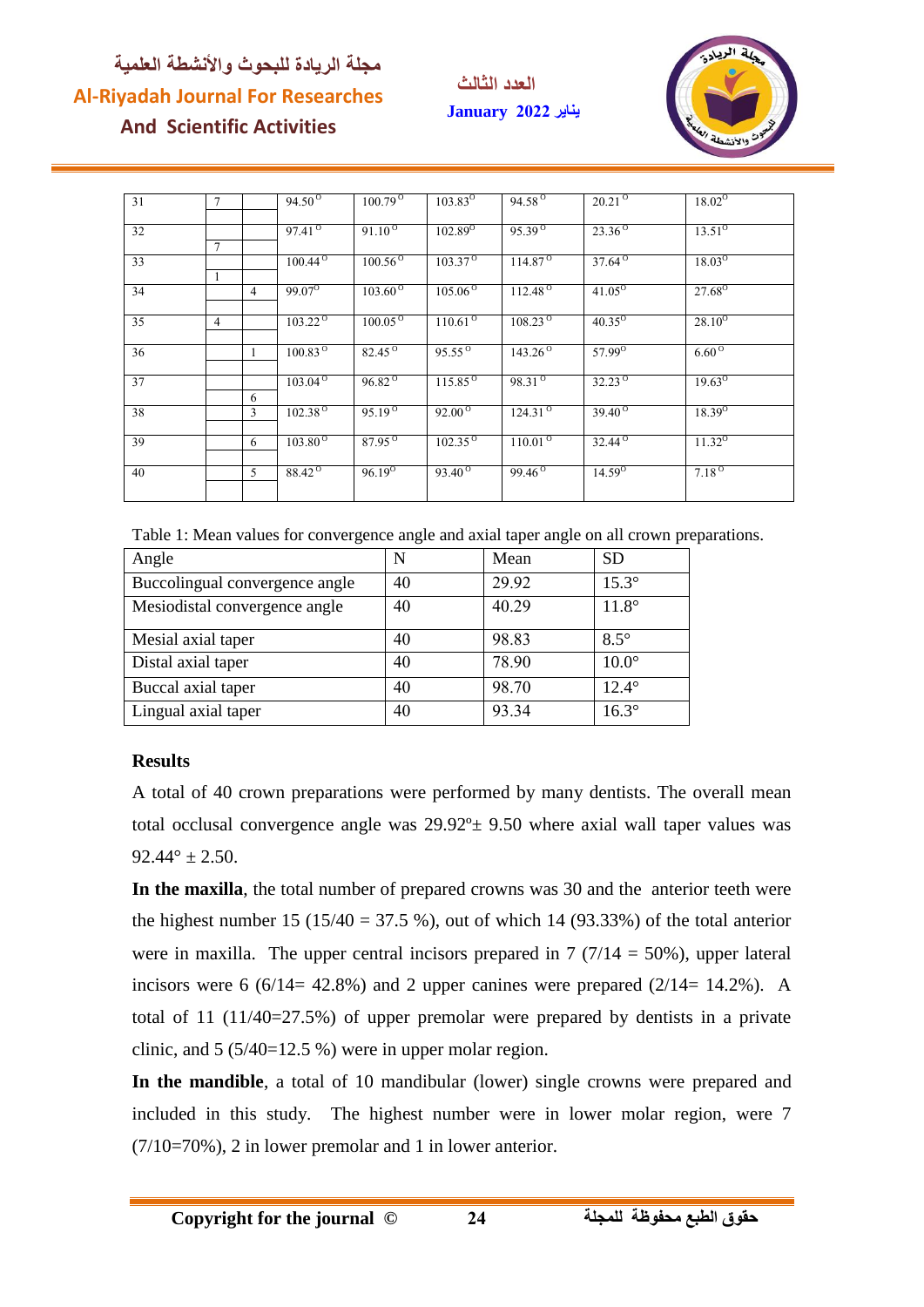| | | | | | | | | |
|---|---|---|---|---|---|---|---|---|
| 31 | 7 | | 94.50° | 100.79° | 103.83° | 94.58° | 20.21° | 18.02° |
| 32 | 7 | | 97.41° | 91.10° | 102.89° | 95.39° | 23.36° | 13.51° |
| 33 | 1 | | 100.44° | 100.56° | 103.37° | 114.87° | 37.64° | 18.03° |
| 34 | | 4 | 99.07° | 103.60° | 105.06° | 112.48° | 41.05° | 27.68° |
| 35 | 4 | | 103.22° | 100.05° | 110.61° | 108.23° | 40.35° | 28.10° |
| 36 | | 1 | 100.83° | 82.45° | 95.55° | 143.26° | 57.99° | 6.60° |
| 37 | | 6 | 103.04° | 96.82° | 115.85° | 98.31° | 32.23° | 19.63° |
| 38 | | 3 | 102.38° | 95.19° | 92.00° | 124.31° | 39.40° | 18.39° |
| 39 | | 6 | 103.80° | 87.95° | 102.35° | 110.01° | 32.44° | 11.32° |
| 40 | | 5 | 88.42° | 96.19° | 93.40° | 99.46° | 14.59° | 7.18° |

Table 1: Mean values for convergence angle and axial taper angle on all crown preparations.

| Angle | N | Mean | SD |
|---|---|---|---|
| Buccolingual convergence angle | 40 | 29.92 | 15.3° |
| Mesiodistal convergence angle | 40 | 40.29 | 11.8° |
| Mesial axial taper | 40 | 98.83 | 8.5° |
| Distal axial taper | 40 | 78.90 | 10.0° |
| Buccal axial taper | 40 | 98.70 | 12.4° |
| Lingual axial taper | 40 | 93.34 | 16.3° |

**Results**

A total of 40 crown preparations were performed by many dentists. The overall mean total occlusal convergence angle was 29.92º± 9.50 where axial wall taper values was 92.44° ± 2.50.

**In the maxilla**, the total number of prepared crowns was 30 and the anterior teeth were the highest number 15 (15/40 = 37.5 %), out of which 14 (93.33%) of the total anterior were in maxilla. The upper central incisors prepared in 7 (7/14 = 50%), upper lateral incisors were 6 (6/14= 42.8%) and 2 upper canines were prepared (2/14= 14.2%). A total of 11 (11/40=27.5%) of upper premolar were prepared by dentists in a private clinic, and 5 (5/40=12.5 %) were in upper molar region.

**In the mandible**, a total of 10 mandibular (lower) single crowns were prepared and included in this study. The highest number were in lower molar region, were 7 (7/10=70%), 2 in lower premolar and 1 in lower anterior.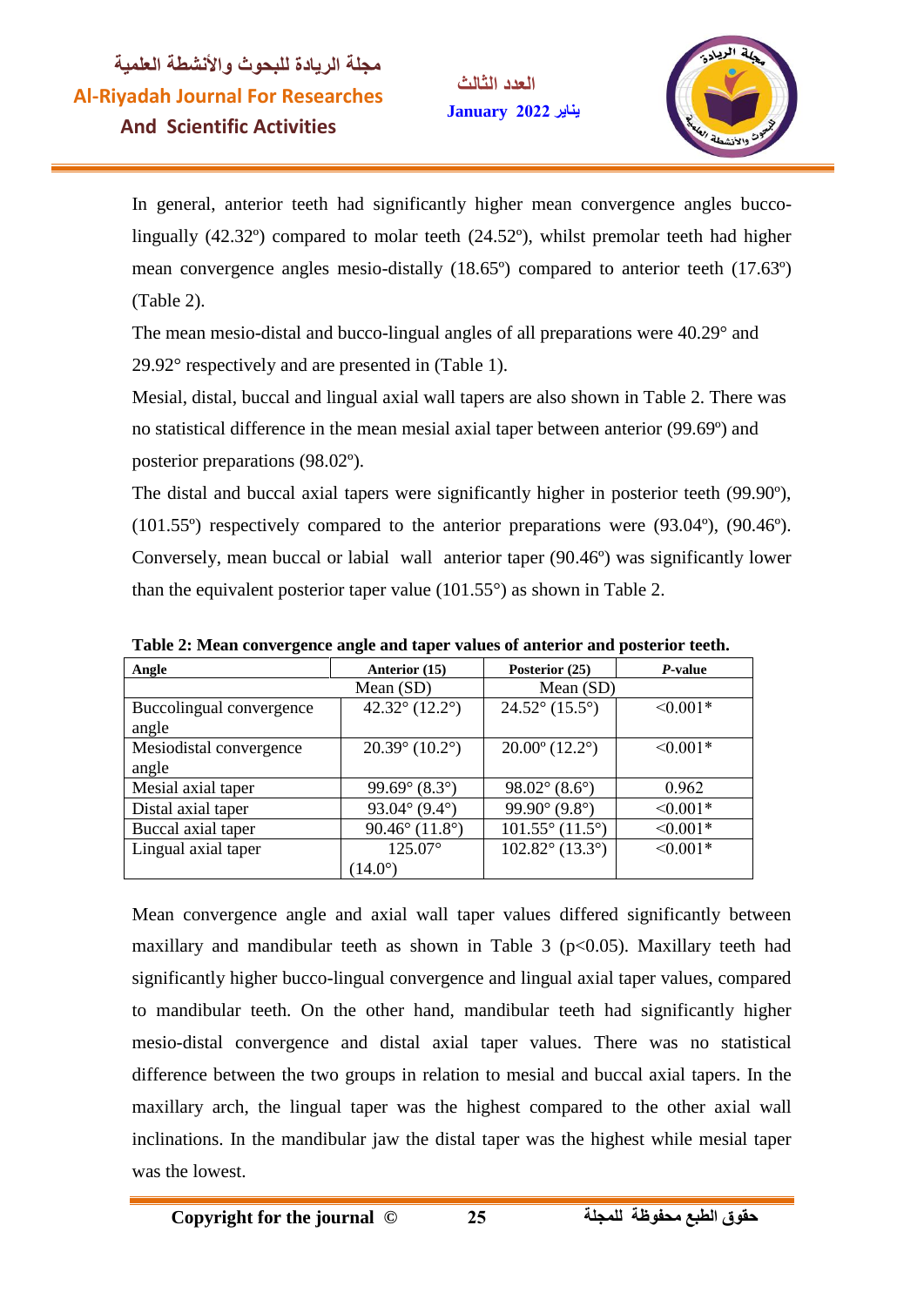In general, anterior teeth had significantly higher mean convergence angles bucco-lingually (42.32º) compared to molar teeth (24.52º), whilst premolar teeth had higher mean convergence angles mesio-distally (18.65º) compared to anterior teeth (17.63º) (Table 2).

The mean mesio-distal and bucco-lingual angles of all preparations were 40.29° and 29.92° respectively and are presented in (Table 1).

Mesial, distal, buccal and lingual axial wall tapers are also shown in Table 2. There was no statistical difference in the mean mesial axial taper between anterior (99.69º) and posterior preparations (98.02º).

The distal and buccal axial tapers were significantly higher in posterior teeth (99.90º), (101.55º) respectively compared to the anterior preparations were (93.04º), (90.46º). Conversely, mean buccal or labial wall anterior taper (90.46º) was significantly lower than the equivalent posterior taper value (101.55°) as shown in Table 2.

**Table 2: Mean convergence angle and taper values of anterior and posterior teeth.**

| Angle | Anterior (15) | Posterior (25) | *P*-value |
|---|---|---|---|
| | Mean (SD) | Mean (SD) | |
| Buccolingual convergence angle | 42.32° (12.2°) | 24.52° (15.5°) | <0.001* |
| Mesiodistal convergence angle | 20.39° (10.2°) | 20.00º (12.2°) | <0.001* |
| Mesial axial taper | 99.69° (8.3°) | 98.02° (8.6°) | 0.962 |
| Distal axial taper | 93.04° (9.4°) | 99.90° (9.8°) | <0.001* |
| Buccal axial taper | 90.46° (11.8°) | 101.55° (11.5°) | <0.001* |
| Lingual axial taper | 125.07° (14.0°) | 102.82° (13.3°) | <0.001* |

Mean convergence angle and axial wall taper values differed significantly between maxillary and mandibular teeth as shown in Table 3 ($p<0.05$). Maxillary teeth had significantly higher bucco-lingual convergence and lingual axial taper values, compared to mandibular teeth. On the other hand, mandibular teeth had significantly higher mesio-distal convergence and distal axial taper values. There was no statistical difference between the two groups in relation to mesial and buccal axial tapers. In the maxillary arch, the lingual taper was the highest compared to the other axial wall inclinations. In the mandibular jaw the distal taper was the highest while mesial taper was the lowest.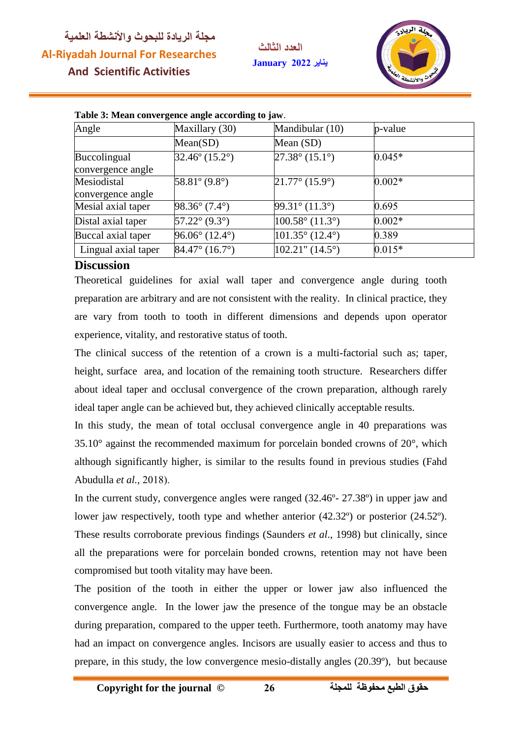**Table 3: Mean convergence angle according to jaw**.

| Angle | Maxillary (30) | Mandibular (10) | p-value |
|---|---|---|---|
| | Mean(SD) | Mean (SD) | |
| Buccolingual convergence angle | 32.46° (15.2°) | 27.38° (15.1°) | 0.045* |
| Mesiodistal convergence angle | 58.81° (9.8°) | 21.77° (15.9°) | 0.002* |
| Mesial axial taper | 98.36° (7.4°) | 99.31° (11.3°) | 0.695 |
| Distal axial taper | 57.22° (9.3°) | 100.58° (11.3°) | 0.002* |
| Buccal axial taper | 96.06° (12.4°) | 101.35° (12.4°) | 0.389 |
| Lingual axial taper | 84.47° (16.7°) | 102.21" (14.5°) | 0.015* |

## Discussion

Theoretical guidelines for axial wall taper and convergence angle during tooth preparation are arbitrary and are not consistent with the reality. In clinical practice, they are vary from tooth to tooth in different dimensions and depends upon operator experience, vitality, and restorative status of tooth.

The clinical success of the retention of a crown is a multi-factorial such as; taper, height, surface area, and location of the remaining tooth structure. Researchers differ about ideal taper and occlusal convergence of the crown preparation, although rarely ideal taper angle can be achieved but, they achieved clinically acceptable results.

In this study, the mean of total occlusal convergence angle in 40 preparations was 35.10° against the recommended maximum for porcelain bonded crowns of 20°, which although significantly higher, is similar to the results found in previous studies (Fahd Abudulla *et al.*, 2018).

In the current study, convergence angles were ranged (32.46º- 27.38º) in upper jaw and lower jaw respectively, tooth type and whether anterior (42.32º) or posterior (24.52º). These results corroborate previous findings (Saunders *et al*., 1998) but clinically, since all the preparations were for porcelain bonded crowns, retention may not have been compromised but tooth vitality may have been.

The position of the tooth in either the upper or lower jaw also influenced the convergence angle. In the lower jaw the presence of the tongue may be an obstacle during preparation, compared to the upper teeth. Furthermore, tooth anatomy may have had an impact on convergence angles. Incisors are usually easier to access and thus to prepare, in this study, the low convergence mesio-distally angles (20.39º), but because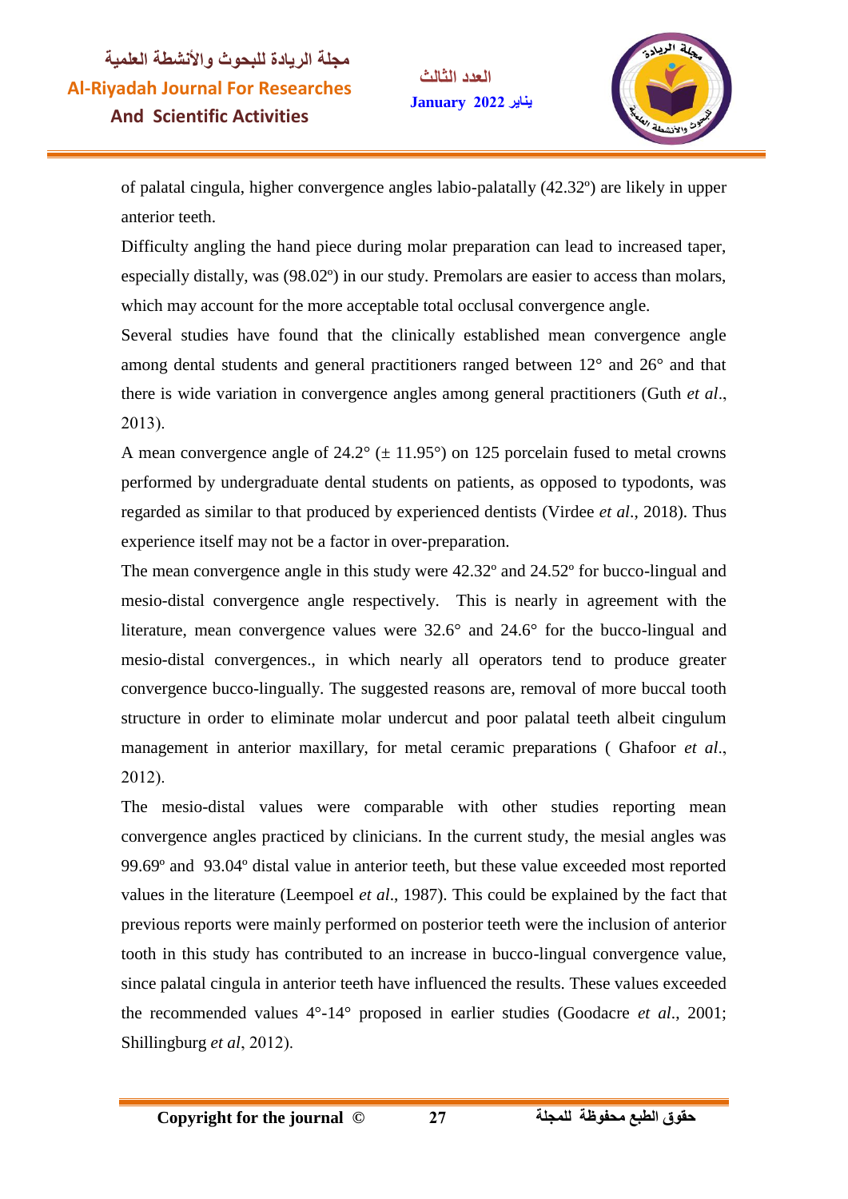of palatal cingula, higher convergence angles labio-palatally (42.32º) are likely in upper anterior teeth.

Difficulty angling the hand piece during molar preparation can lead to increased taper, especially distally, was (98.02º) in our study. Premolars are easier to access than molars, which may account for the more acceptable total occlusal convergence angle.

Several studies have found that the clinically established mean convergence angle among dental students and general practitioners ranged between 12° and 26° and that there is wide variation in convergence angles among general practitioners (Guth *et al*., 2013).

A mean convergence angle of 24.2° (± 11.95°) on 125 porcelain fused to metal crowns performed by undergraduate dental students on patients, as opposed to typodonts, was regarded as similar to that produced by experienced dentists (Virdee *et al*., 2018). Thus experience itself may not be a factor in over-preparation.

The mean convergence angle in this study were 42.32º and 24.52º for bucco-lingual and mesio-distal convergence angle respectively. This is nearly in agreement with the literature, mean convergence values were 32.6° and 24.6° for the bucco-lingual and mesio-distal convergences., in which nearly all operators tend to produce greater convergence bucco-lingually. The suggested reasons are, removal of more buccal tooth structure in order to eliminate molar undercut and poor palatal teeth albeit cingulum management in anterior maxillary, for metal ceramic preparations ( Ghafoor *et al*., 2012).

The mesio-distal values were comparable with other studies reporting mean convergence angles practiced by clinicians. In the current study, the mesial angles was 99.69º and 93.04º distal value in anterior teeth, but these value exceeded most reported values in the literature (Leempoel *et al*., 1987). This could be explained by the fact that previous reports were mainly performed on posterior teeth were the inclusion of anterior tooth in this study has contributed to an increase in bucco-lingual convergence value, since palatal cingula in anterior teeth have influenced the results. These values exceeded the recommended values 4°-14° proposed in earlier studies (Goodacre *et al*., 2001; Shillingburg *et al*, 2012).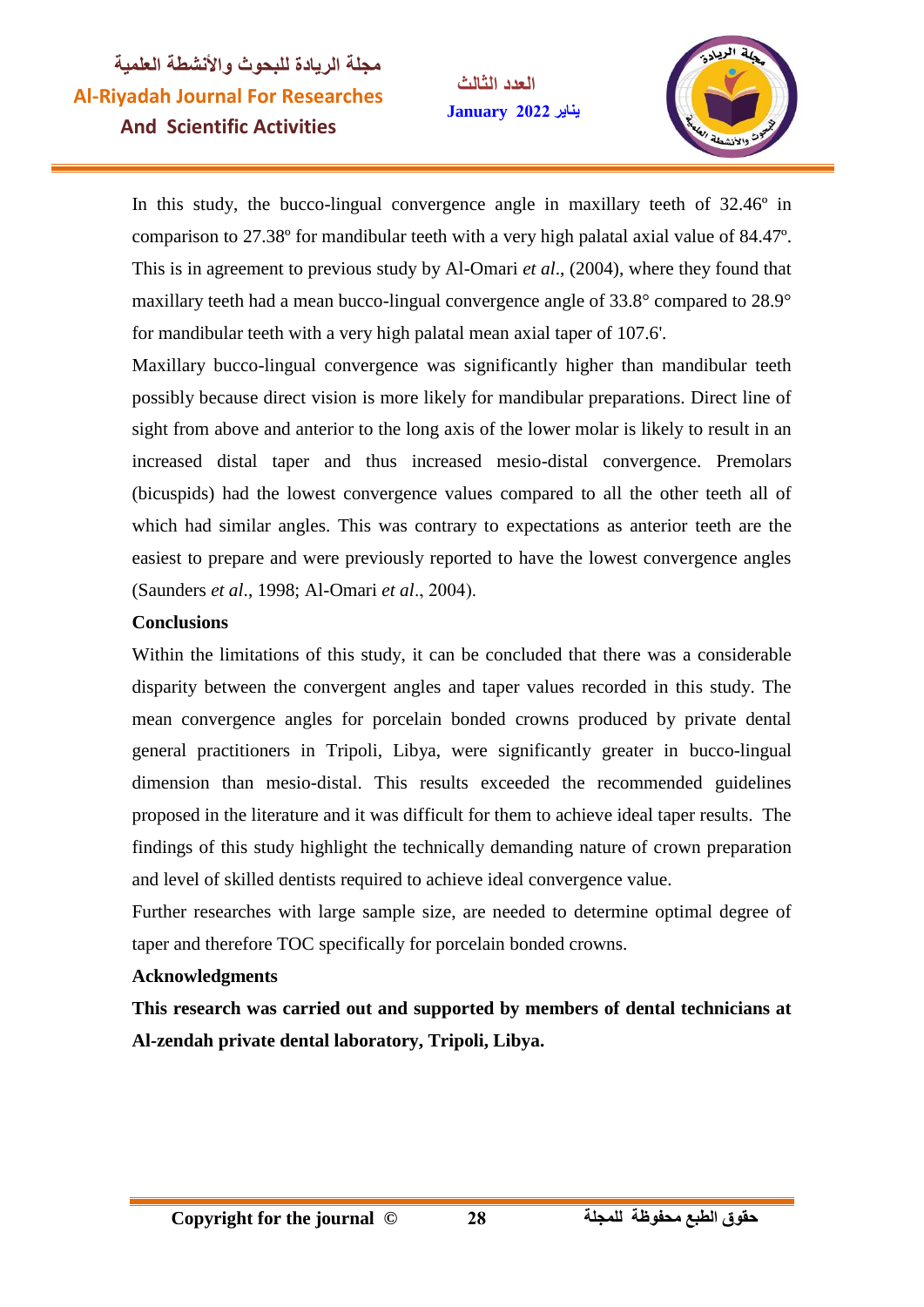In this study, the bucco-lingual convergence angle in maxillary teeth of 32.46º in comparison to 27.38º for mandibular teeth with a very high palatal axial value of 84.47º. This is in agreement to previous study by Al-Omari *et al*., (2004), where they found that maxillary teeth had a mean bucco-lingual convergence angle of 33.8° compared to 28.9° for mandibular teeth with a very high palatal mean axial taper of 107.6'.

Maxillary bucco-lingual convergence was significantly higher than mandibular teeth possibly because direct vision is more likely for mandibular preparations. Direct line of sight from above and anterior to the long axis of the lower molar is likely to result in an increased distal taper and thus increased mesio-distal convergence. Premolars (bicuspids) had the lowest convergence values compared to all the other teeth all of which had similar angles. This was contrary to expectations as anterior teeth are the easiest to prepare and were previously reported to have the lowest convergence angles (Saunders *et al*., 1998; Al-Omari *et al*., 2004).

**Conclusions**

Within the limitations of this study, it can be concluded that there was a considerable disparity between the convergent angles and taper values recorded in this study. The mean convergence angles for porcelain bonded crowns produced by private dental general practitioners in Tripoli, Libya, were significantly greater in bucco-lingual dimension than mesio-distal. This results exceeded the recommended guidelines proposed in the literature and it was difficult for them to achieve ideal taper results. The findings of this study highlight the technically demanding nature of crown preparation and level of skilled dentists required to achieve ideal convergence value.

Further researches with large sample size, are needed to determine optimal degree of taper and therefore TOC specifically for porcelain bonded crowns.

**Acknowledgments**

**This research was carried out and supported by members of dental technicians at Al-zendah private dental laboratory, Tripoli, Libya.**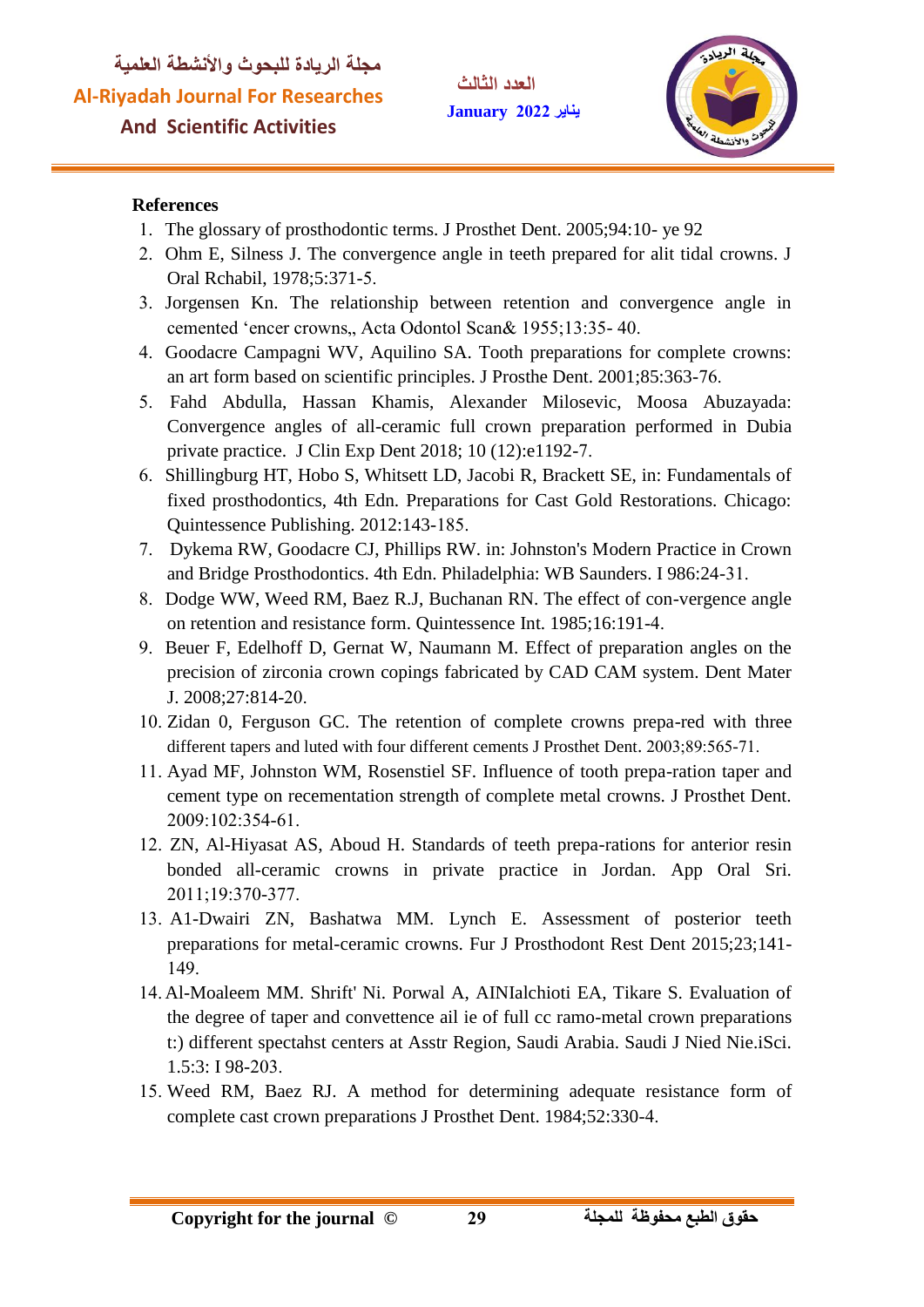**References**

1. The glossary of prosthodontic terms. J Prosthet Dent. 2005;94:10- ye 92
2. Ohm E, Silness J. The convergence angle in teeth prepared for alit tidal crowns. J Oral Rchabil, 1978;5:371-5.
3. Jorgensen Kn. The relationship between retention and convergence angle in cemented 'encer crowns,, Acta Odontol Scan& 1955;13:35- 40.
4. Goodacre Campagni WV, Aquilino SA. Tooth preparations for complete crowns: an art form based on scientific principles. J Prosthe Dent. 2001;85:363-76.
5. Fahd Abdulla, Hassan Khamis, Alexander Milosevic, Moosa Abuzayada: Convergence angles of all-ceramic full crown preparation performed in Dubia private practice. J Clin Exp Dent 2018; 10 (12):e1192-7.
6. Shillingburg HT, Hobo S, Whitsett LD, Jacobi R, Brackett SE, in: Fundamentals of fixed prosthodontics, 4th Edn. Preparations for Cast Gold Restorations. Chicago: Quintessence Publishing. 2012:143-185.
7. Dykema RW, Goodacre CJ, Phillips RW. in: Johnston's Modern Practice in Crown and Bridge Prosthodontics. 4th Edn. Philadelphia: WB Saunders. I 986:24-31.
8. Dodge WW, Weed RM, Baez R.J, Buchanan RN. The effect of con-vergence angle on retention and resistance form. Quintessence Int. 1985;16:191-4.
9. Beuer F, Edelhoff D, Gernat W, Naumann M. Effect of preparation angles on the precision of zirconia crown copings fabricated by CAD CAM system. Dent Mater J. 2008;27:814-20.
10. Zidan 0, Ferguson GC. The retention of complete crowns prepa-red with three different tapers and luted with four different cements J Prosthet Dent. 2003;89:565-71.
11. Ayad MF, Johnston WM, Rosenstiel SF. Influence of tooth prepa-ration taper and cement type on recementation strength of complete metal crowns. J Prosthet Dent. 2009:102:354-61.
12. ZN, Al-Hiyasat AS, Aboud H. Standards of teeth prepa-rations for anterior resin bonded all-ceramic crowns in private practice in Jordan. App Oral Sri. 2011;19:370-377.
13. A1-Dwairi ZN, Bashatwa MM. Lynch E. Assessment of posterior teeth preparations for metal-ceramic crowns. Fur J Prosthodont Rest Dent 2015;23;141-149.
14. Al-Moaleem MM. Shrift' Ni. Porwal A, AINIalchioti EA, Tikare S. Evaluation of the degree of taper and convettence ail ie of full cc ramo-metal crown preparations t:) different spectahst centers at Asstr Region, Saudi Arabia. Saudi J Nied Nie.iSci. 1.5:3: I 98-203.
15. Weed RM, Baez RJ. A method for determining adequate resistance form of complete cast crown preparations J Prosthet Dent. 1984;52:330-4.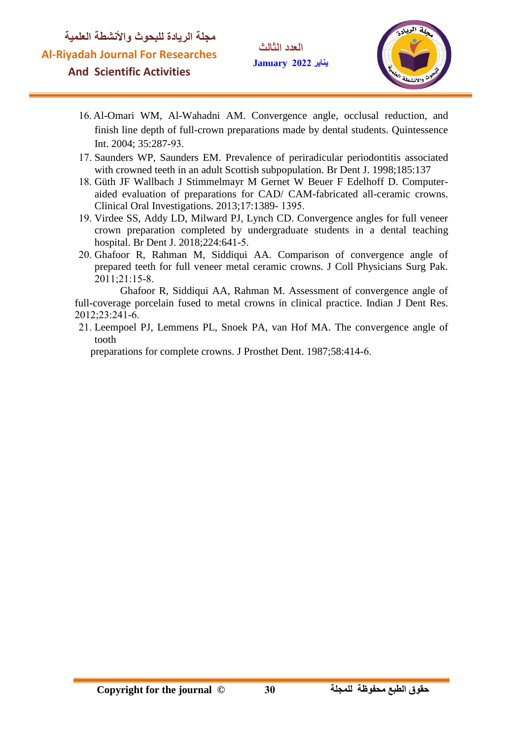16. Al-Omari WM, Al-Wahadni AM. Convergence angle, occlusal reduction, and finish line depth of full-crown preparations made by dental students. Quintessence Int. 2004; 35:287-93.
17. Saunders WP, Saunders EM. Prevalence of periradicular periodontitis associated with crowned teeth in an adult Scottish subpopulation. Br Dent J. 1998;185:137
18. Güth JF Wallbach J Stimmelmayr M Gernet W Beuer F Edelhoff D. Computer-aided evaluation of preparations for CAD/ CAM-fabricated all-ceramic crowns. Clinical Oral Investigations. 2013;17:1389- 1395.
19. Virdee SS, Addy LD, Milward PJ, Lynch CD. Convergence angles for full veneer crown preparation completed by undergraduate students in a dental teaching hospital. Br Dent J. 2018;224:641-5.
20. Ghafoor R, Rahman M, Siddiqui AA. Comparison of convergence angle of prepared teeth for full veneer metal ceramic crowns. J Coll Physicians Surg Pak. 2011;21:15-8.

Ghafoor R, Siddiqui AA, Rahman M. Assessment of convergence angle of full-coverage porcelain fused to metal crowns in clinical practice. Indian J Dent Res. 2012;23:241-6.

21. Leempoel PJ, Lemmens PL, Snoek PA, van Hof MA. The convergence angle of tooth preparations for complete crowns. J Prosthet Dent. 1987;58:414-6.